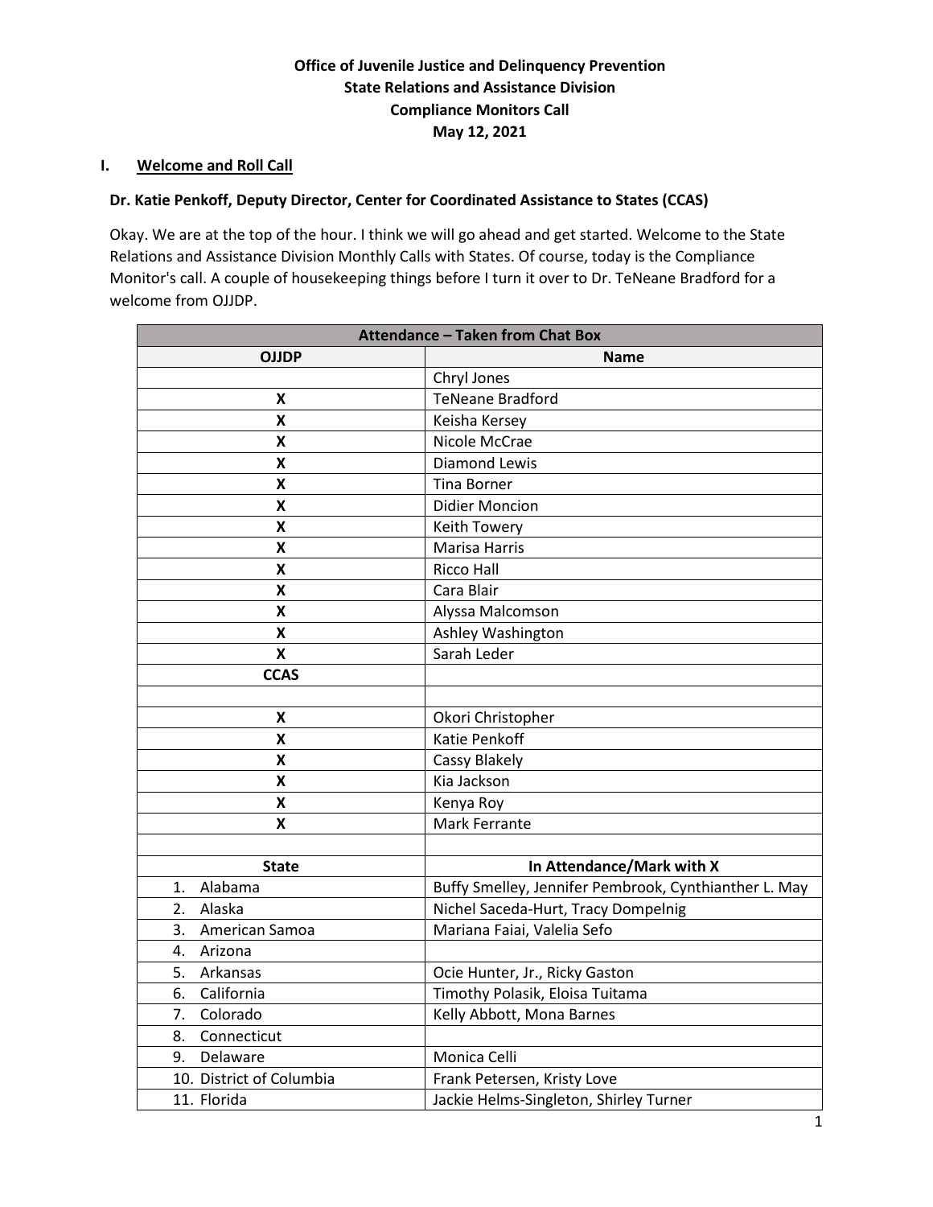**Office of Juvenile Justice and Delinquency Prevention**
**State Relations and Assistance Division**
**Compliance Monitors Call**
**May 12, 2021**

## I. Welcome and Roll Call

**Dr. Katie Penkoff, Deputy Director, Center for Coordinated Assistance to States (CCAS)**

Okay. We are at the top of the hour. I think we will go ahead and get started. Welcome to the State Relations and Assistance Division Monthly Calls with States. Of course, today is the Compliance Monitor's call. A couple of housekeeping things before I turn it over to Dr. TeNeane Bradford for a welcome from OJJDP.

| Attendance – Taken from Chat Box | |
|---|---|
| **OJJDP** | **Name** |
| | Chryl Jones |
| X | TeNeane Bradford |
| X | Keisha Kersey |
| X | Nicole McCrae |
| X | Diamond Lewis |
| X | Tina Borner |
| X | Didier Moncion |
| X | Keith Towery |
| X | Marisa Harris |
| X | Ricco Hall |
| X | Cara Blair |
| X | Alyssa Malcomson |
| X | Ashley Washington |
| X | Sarah Leder |
| **CCAS** | |
| | |
| X | Okori Christopher |
| X | Katie Penkoff |
| X | Cassy Blakely |
| X | Kia Jackson |
| X | Kenya Roy |
| X | Mark Ferrante |
| | |
| **State** | **In Attendance/Mark with X** |
| 1. Alabama | Buffy Smelley, Jennifer Pembrook, Cynthianther L. May |
| 2. Alaska | Nichel Saceda-Hurt, Tracy Dompelnig |
| 3. American Samoa | Mariana Faiai, Valelia Sefo |
| 4. Arizona | |
| 5. Arkansas | Ocie Hunter, Jr., Ricky Gaston |
| 6. California | Timothy Polasik, Eloisa Tuitama |
| 7. Colorado | Kelly Abbott, Mona Barnes |
| 8. Connecticut | |
| 9. Delaware | Monica Celli |
| 10. District of Columbia | Frank Petersen, Kristy Love |
| 11. Florida | Jackie Helms-Singleton, Shirley Turner |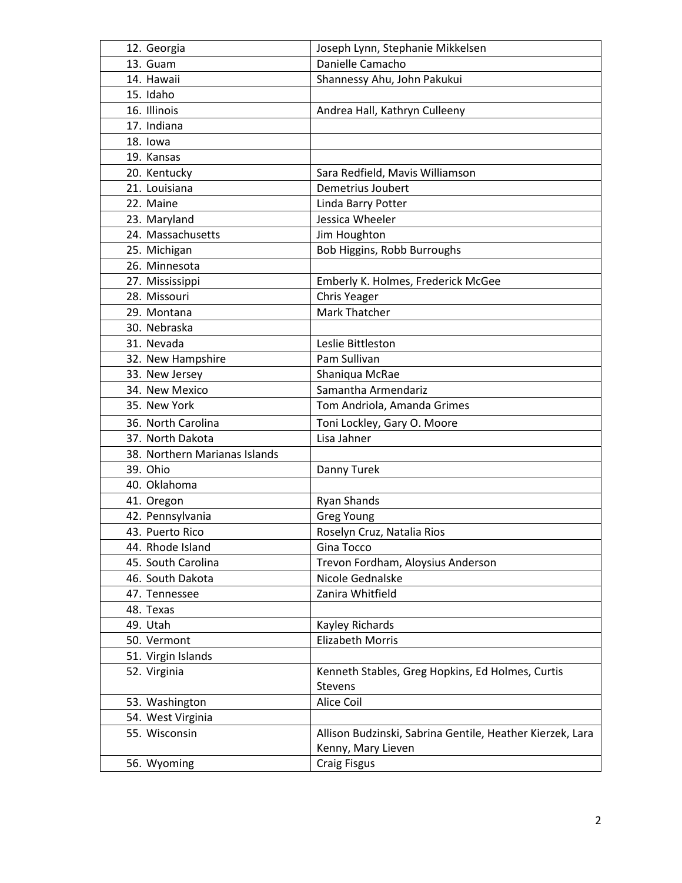| | |
|---|---|
| 12. Georgia | Joseph Lynn, Stephanie Mikkelsen |
| 13. Guam | Danielle Camacho |
| 14. Hawaii | Shannessy Ahu, John Pakukui |
| 15. Idaho | |
| 16. Illinois | Andrea Hall, Kathryn Culleeny |
| 17. Indiana | |
| 18. Iowa | |
| 19. Kansas | |
| 20. Kentucky | Sara Redfield, Mavis Williamson |
| 21. Louisiana | Demetrius Joubert |
| 22. Maine | Linda Barry Potter |
| 23. Maryland | Jessica Wheeler |
| 24. Massachusetts | Jim Houghton |
| 25. Michigan | Bob Higgins, Robb Burroughs |
| 26. Minnesota | |
| 27. Mississippi | Emberly K. Holmes, Frederick McGee |
| 28. Missouri | Chris Yeager |
| 29. Montana | Mark Thatcher |
| 30. Nebraska | |
| 31. Nevada | Leslie Bittleston |
| 32. New Hampshire | Pam Sullivan |
| 33. New Jersey | Shaniqua McRae |
| 34. New Mexico | Samantha Armendariz |
| 35. New York | Tom Andriola, Amanda Grimes |
| 36. North Carolina | Toni Lockley, Gary O. Moore |
| 37. North Dakota | Lisa Jahner |
| 38. Northern Marianas Islands | |
| 39. Ohio | Danny Turek |
| 40. Oklahoma | |
| 41. Oregon | Ryan Shands |
| 42. Pennsylvania | Greg Young |
| 43. Puerto Rico | Roselyn Cruz, Natalia Rios |
| 44. Rhode Island | Gina Tocco |
| 45. South Carolina | Trevon Fordham, Aloysius Anderson |
| 46. South Dakota | Nicole Gednalske |
| 47. Tennessee | Zanira Whitfield |
| 48. Texas | |
| 49. Utah | Kayley Richards |
| 50. Vermont | Elizabeth Morris |
| 51. Virgin Islands | |
| 52. Virginia | Kenneth Stables, Greg Hopkins, Ed Holmes, Curtis Stevens |
| 53. Washington | Alice Coil |
| 54. West Virginia | |
| 55. Wisconsin | Allison Budzinski, Sabrina Gentile, Heather Kierzek, Lara Kenny, Mary Lieven |
| 56. Wyoming | Craig Fisgus |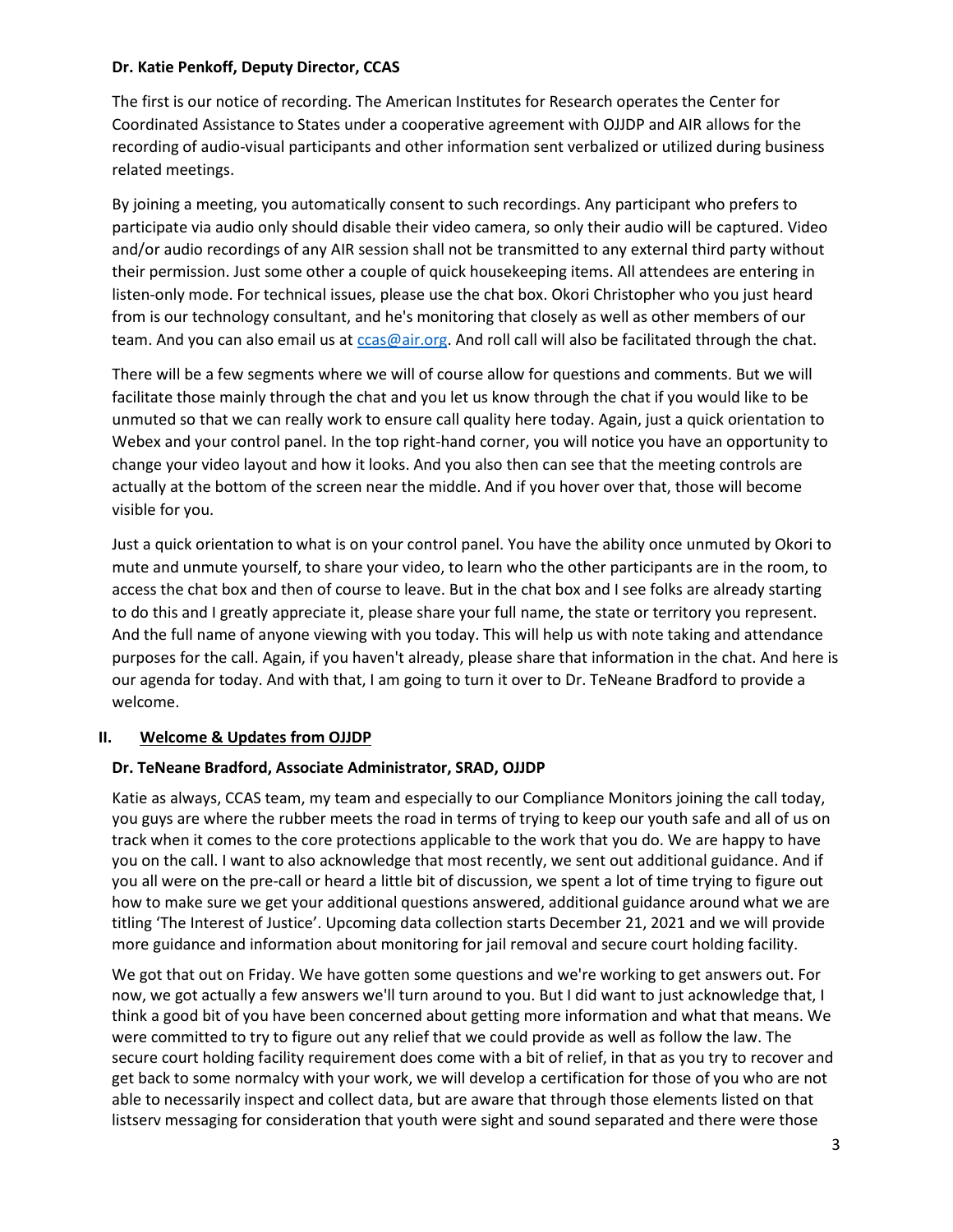**Dr. Katie Penkoff, Deputy Director, CCAS**

The first is our notice of recording. The American Institutes for Research operates the Center for Coordinated Assistance to States under a cooperative agreement with OJJDP and AIR allows for the recording of audio-visual participants and other information sent verbalized or utilized during business related meetings.

By joining a meeting, you automatically consent to such recordings. Any participant who prefers to participate via audio only should disable their video camera, so only their audio will be captured. Video and/or audio recordings of any AIR session shall not be transmitted to any external third party without their permission. Just some other a couple of quick housekeeping items. All attendees are entering in listen-only mode. For technical issues, please use the chat box. Okori Christopher who you just heard from is our technology consultant, and he's monitoring that closely as well as other members of our team. And you can also email us at ccas@air.org. And roll call will also be facilitated through the chat.

There will be a few segments where we will of course allow for questions and comments. But we will facilitate those mainly through the chat and you let us know through the chat if you would like to be unmuted so that we can really work to ensure call quality here today. Again, just a quick orientation to Webex and your control panel. In the top right-hand corner, you will notice you have an opportunity to change your video layout and how it looks. And you also then can see that the meeting controls are actually at the bottom of the screen near the middle. And if you hover over that, those will become visible for you.

Just a quick orientation to what is on your control panel. You have the ability once unmuted by Okori to mute and unmute yourself, to share your video, to learn who the other participants are in the room, to access the chat box and then of course to leave. But in the chat box and I see folks are already starting to do this and I greatly appreciate it, please share your full name, the state or territory you represent. And the full name of anyone viewing with you today. This will help us with note taking and attendance purposes for the call. Again, if you haven't already, please share that information in the chat. And here is our agenda for today. And with that, I am going to turn it over to Dr. TeNeane Bradford to provide a welcome.

## II. Welcome & Updates from OJJDP

**Dr. TeNeane Bradford, Associate Administrator, SRAD, OJJDP**

Katie as always, CCAS team, my team and especially to our Compliance Monitors joining the call today, you guys are where the rubber meets the road in terms of trying to keep our youth safe and all of us on track when it comes to the core protections applicable to the work that you do. We are happy to have you on the call. I want to also acknowledge that most recently, we sent out additional guidance. And if you all were on the pre-call or heard a little bit of discussion, we spent a lot of time trying to figure out how to make sure we get your additional questions answered, additional guidance around what we are titling 'The Interest of Justice'. Upcoming data collection starts December 21, 2021 and we will provide more guidance and information about monitoring for jail removal and secure court holding facility.

We got that out on Friday. We have gotten some questions and we're working to get answers out. For now, we got actually a few answers we'll turn around to you. But I did want to just acknowledge that, I think a good bit of you have been concerned about getting more information and what that means. We were committed to try to figure out any relief that we could provide as well as follow the law. The secure court holding facility requirement does come with a bit of relief, in that as you try to recover and get back to some normalcy with your work, we will develop a certification for those of you who are not able to necessarily inspect and collect data, but are aware that through those elements listed on that listserv messaging for consideration that youth were sight and sound separated and there were those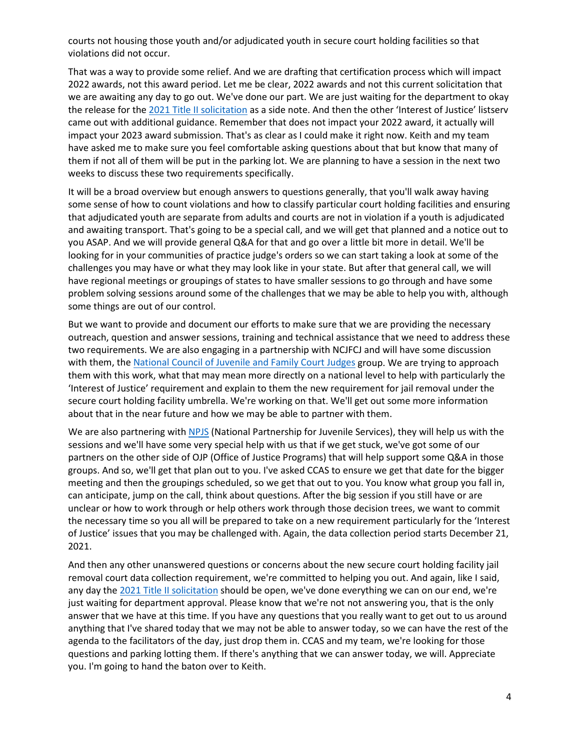courts not housing those youth and/or adjudicated youth in secure court holding facilities so that violations did not occur.

That was a way to provide some relief. And we are drafting that certification process which will impact 2022 awards, not this award period. Let me be clear, 2022 awards and not this current solicitation that we are awaiting any day to go out. We've done our part. We are just waiting for the department to okay the release for the 2021 Title II solicitation as a side note. And then the other 'Interest of Justice' listserv came out with additional guidance. Remember that does not impact your 2022 award, it actually will impact your 2023 award submission. That's as clear as I could make it right now. Keith and my team have asked me to make sure you feel comfortable asking questions about that but know that many of them if not all of them will be put in the parking lot. We are planning to have a session in the next two weeks to discuss these two requirements specifically.

It will be a broad overview but enough answers to questions generally, that you'll walk away having some sense of how to count violations and how to classify particular court holding facilities and ensuring that adjudicated youth are separate from adults and courts are not in violation if a youth is adjudicated and awaiting transport. That's going to be a special call, and we will get that planned and a notice out to you ASAP. And we will provide general Q&A for that and go over a little bit more in detail. We'll be looking for in your communities of practice judge's orders so we can start taking a look at some of the challenges you may have or what they may look like in your state. But after that general call, we will have regional meetings or groupings of states to have smaller sessions to go through and have some problem solving sessions around some of the challenges that we may be able to help you with, although some things are out of our control.

But we want to provide and document our efforts to make sure that we are providing the necessary outreach, question and answer sessions, training and technical assistance that we need to address these two requirements. We are also engaging in a partnership with NCJFCJ and will have some discussion with them, the National Council of Juvenile and Family Court Judges group. We are trying to approach them with this work, what that may mean more directly on a national level to help with particularly the 'Interest of Justice' requirement and explain to them the new requirement for jail removal under the secure court holding facility umbrella. We're working on that. We'll get out some more information about that in the near future and how we may be able to partner with them.

We are also partnering with NPJS (National Partnership for Juvenile Services), they will help us with the sessions and we'll have some very special help with us that if we get stuck, we've got some of our partners on the other side of OJP (Office of Justice Programs) that will help support some Q&A in those groups. And so, we'll get that plan out to you. I've asked CCAS to ensure we get that date for the bigger meeting and then the groupings scheduled, so we get that out to you. You know what group you fall in, can anticipate, jump on the call, think about questions. After the big session if you still have or are unclear or how to work through or help others work through those decision trees, we want to commit the necessary time so you all will be prepared to take on a new requirement particularly for the 'Interest of Justice' issues that you may be challenged with. Again, the data collection period starts December 21, 2021.

And then any other unanswered questions or concerns about the new secure court holding facility jail removal court data collection requirement, we're committed to helping you out. And again, like I said, any day the 2021 Title II solicitation should be open, we've done everything we can on our end, we're just waiting for department approval. Please know that we're not not answering you, that is the only answer that we have at this time. If you have any questions that you really want to get out to us around anything that I've shared today that we may not be able to answer today, so we can have the rest of the agenda to the facilitators of the day, just drop them in. CCAS and my team, we're looking for those questions and parking lotting them. If there's anything that we can answer today, we will. Appreciate you. I'm going to hand the baton over to Keith.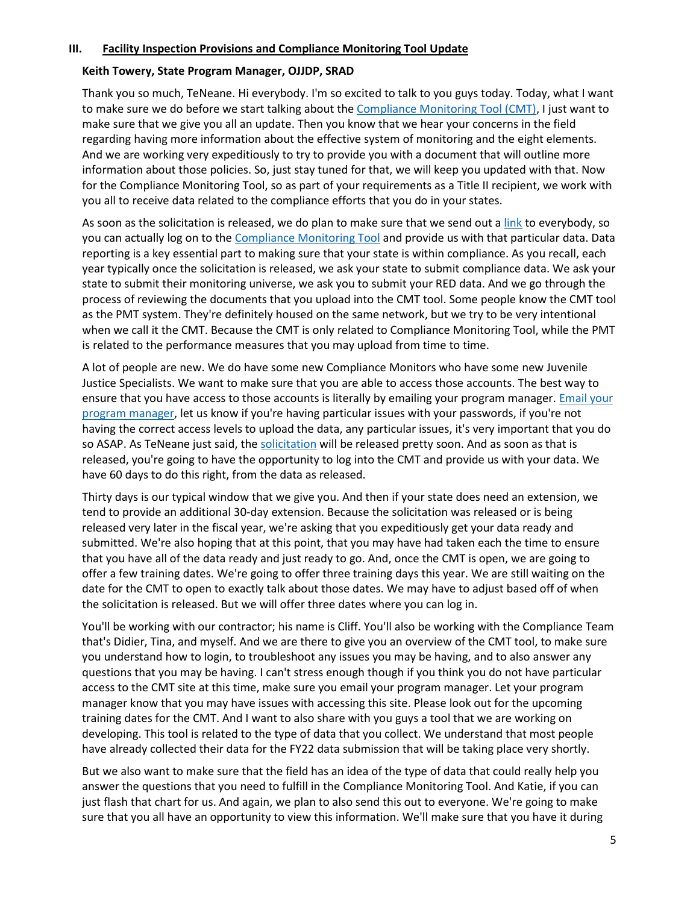### III. Facility Inspection Provisions and Compliance Monitoring Tool Update

**Keith Towery, State Program Manager, OJJDP, SRAD**

Thank you so much, TeNeane. Hi everybody. I'm so excited to talk to you guys today. Today, what I want to make sure we do before we start talking about the Compliance Monitoring Tool (CMT), I just want to make sure that we give you all an update. Then you know that we hear your concerns in the field regarding having more information about the effective system of monitoring and the eight elements. And we are working very expeditiously to try to provide you with a document that will outline more information about those policies. So, just stay tuned for that, we will keep you updated with that. Now for the Compliance Monitoring Tool, so as part of your requirements as a Title II recipient, we work with you all to receive data related to the compliance efforts that you do in your states.

As soon as the solicitation is released, we do plan to make sure that we send out a link to everybody, so you can actually log on to the Compliance Monitoring Tool and provide us with that particular data. Data reporting is a key essential part to making sure that your state is within compliance. As you recall, each year typically once the solicitation is released, we ask your state to submit compliance data. We ask your state to submit their monitoring universe, we ask you to submit your RED data. And we go through the process of reviewing the documents that you upload into the CMT tool. Some people know the CMT tool as the PMT system. They're definitely housed on the same network, but we try to be very intentional when we call it the CMT. Because the CMT is only related to Compliance Monitoring Tool, while the PMT is related to the performance measures that you may upload from time to time.

A lot of people are new. We do have some new Compliance Monitors who have some new Juvenile Justice Specialists. We want to make sure that you are able to access those accounts. The best way to ensure that you have access to those accounts is literally by emailing your program manager. Email your program manager, let us know if you're having particular issues with your passwords, if you're not having the correct access levels to upload the data, any particular issues, it's very important that you do so ASAP. As TeNeane just said, the solicitation will be released pretty soon. And as soon as that is released, you're going to have the opportunity to log into the CMT and provide us with your data. We have 60 days to do this right, from the data as released.

Thirty days is our typical window that we give you. And then if your state does need an extension, we tend to provide an additional 30-day extension. Because the solicitation was released or is being released very later in the fiscal year, we're asking that you expeditiously get your data ready and submitted. We're also hoping that at this point, that you may have had taken each the time to ensure that you have all of the data ready and just ready to go. And, once the CMT is open, we are going to offer a few training dates. We're going to offer three training days this year. We are still waiting on the date for the CMT to open to exactly talk about those dates. We may have to adjust based off of when the solicitation is released. But we will offer three dates where you can log in.

You'll be working with our contractor; his name is Cliff. You'll also be working with the Compliance Team that's Didier, Tina, and myself. And we are there to give you an overview of the CMT tool, to make sure you understand how to login, to troubleshoot any issues you may be having, and to also answer any questions that you may be having. I can't stress enough though if you think you do not have particular access to the CMT site at this time, make sure you email your program manager. Let your program manager know that you may have issues with accessing this site. Please look out for the upcoming training dates for the CMT. And I want to also share with you guys a tool that we are working on developing. This tool is related to the type of data that you collect. We understand that most people have already collected their data for the FY22 data submission that will be taking place very shortly.

But we also want to make sure that the field has an idea of the type of data that could really help you answer the questions that you need to fulfill in the Compliance Monitoring Tool. And Katie, if you can just flash that chart for us. And again, we plan to also send this out to everyone. We're going to make sure that you all have an opportunity to view this information. We'll make sure that you have it during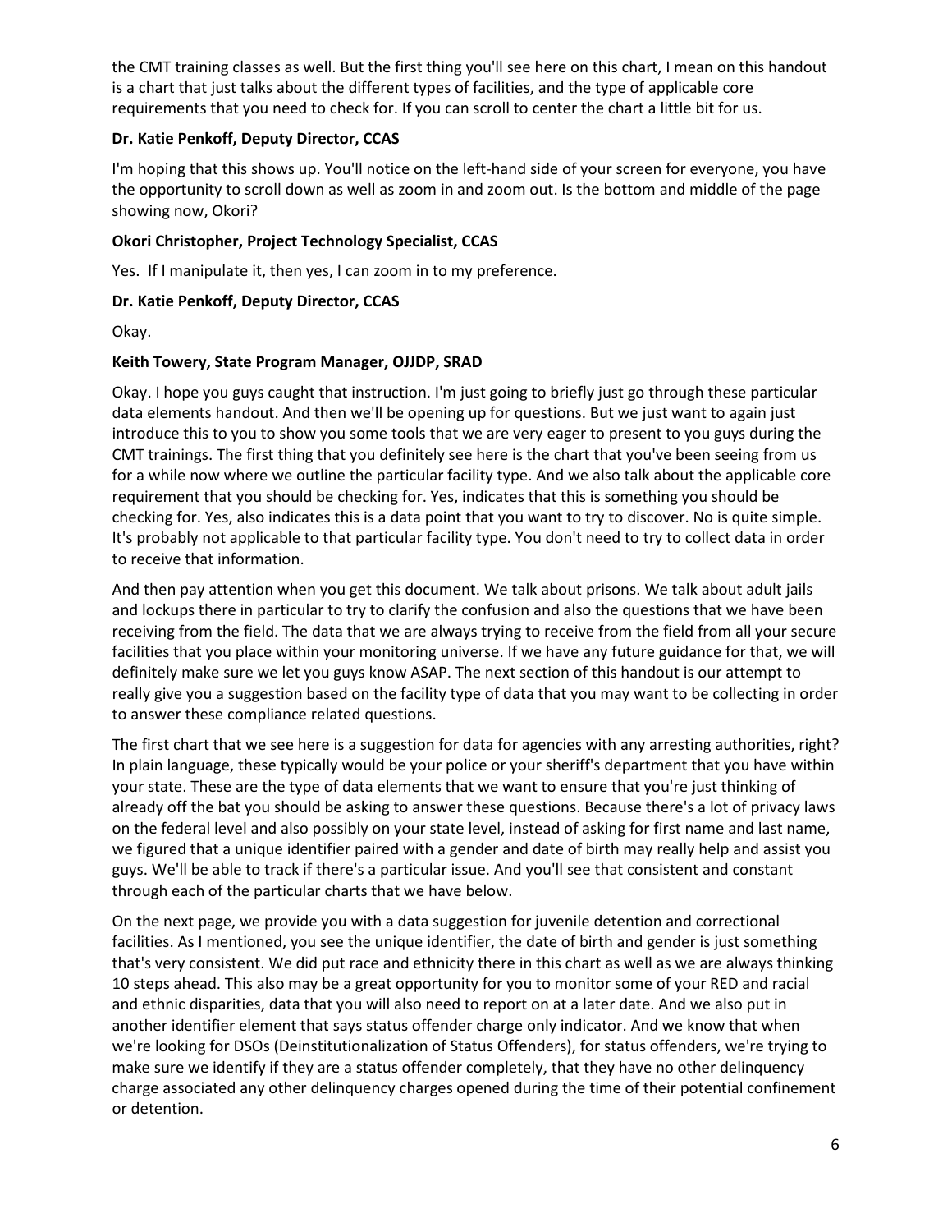the CMT training classes as well. But the first thing you'll see here on this chart, I mean on this handout is a chart that just talks about the different types of facilities, and the type of applicable core requirements that you need to check for. If you can scroll to center the chart a little bit for us.

**Dr. Katie Penkoff, Deputy Director, CCAS**

I'm hoping that this shows up. You'll notice on the left-hand side of your screen for everyone, you have the opportunity to scroll down as well as zoom in and zoom out. Is the bottom and middle of the page showing now, Okori?

**Okori Christopher, Project Technology Specialist, CCAS**

Yes. If I manipulate it, then yes, I can zoom in to my preference.

**Dr. Katie Penkoff, Deputy Director, CCAS**

Okay.

**Keith Towery, State Program Manager, OJJDP, SRAD**

Okay. I hope you guys caught that instruction. I'm just going to briefly just go through these particular data elements handout. And then we'll be opening up for questions. But we just want to again just introduce this to you to show you some tools that we are very eager to present to you guys during the CMT trainings. The first thing that you definitely see here is the chart that you've been seeing from us for a while now where we outline the particular facility type. And we also talk about the applicable core requirement that you should be checking for. Yes, indicates that this is something you should be checking for. Yes, also indicates this is a data point that you want to try to discover. No is quite simple. It's probably not applicable to that particular facility type. You don't need to try to collect data in order to receive that information.

And then pay attention when you get this document. We talk about prisons. We talk about adult jails and lockups there in particular to try to clarify the confusion and also the questions that we have been receiving from the field. The data that we are always trying to receive from the field from all your secure facilities that you place within your monitoring universe. If we have any future guidance for that, we will definitely make sure we let you guys know ASAP. The next section of this handout is our attempt to really give you a suggestion based on the facility type of data that you may want to be collecting in order to answer these compliance related questions.

The first chart that we see here is a suggestion for data for agencies with any arresting authorities, right? In plain language, these typically would be your police or your sheriff's department that you have within your state. These are the type of data elements that we want to ensure that you're just thinking of already off the bat you should be asking to answer these questions. Because there's a lot of privacy laws on the federal level and also possibly on your state level, instead of asking for first name and last name, we figured that a unique identifier paired with a gender and date of birth may really help and assist you guys. We'll be able to track if there's a particular issue. And you'll see that consistent and constant through each of the particular charts that we have below.

On the next page, we provide you with a data suggestion for juvenile detention and correctional facilities. As I mentioned, you see the unique identifier, the date of birth and gender is just something that's very consistent. We did put race and ethnicity there in this chart as well as we are always thinking 10 steps ahead. This also may be a great opportunity for you to monitor some of your RED and racial and ethnic disparities, data that you will also need to report on at a later date. And we also put in another identifier element that says status offender charge only indicator. And we know that when we're looking for DSOs (Deinstitutionalization of Status Offenders), for status offenders, we're trying to make sure we identify if they are a status offender completely, that they have no other delinquency charge associated any other delinquency charges opened during the time of their potential confinement or detention.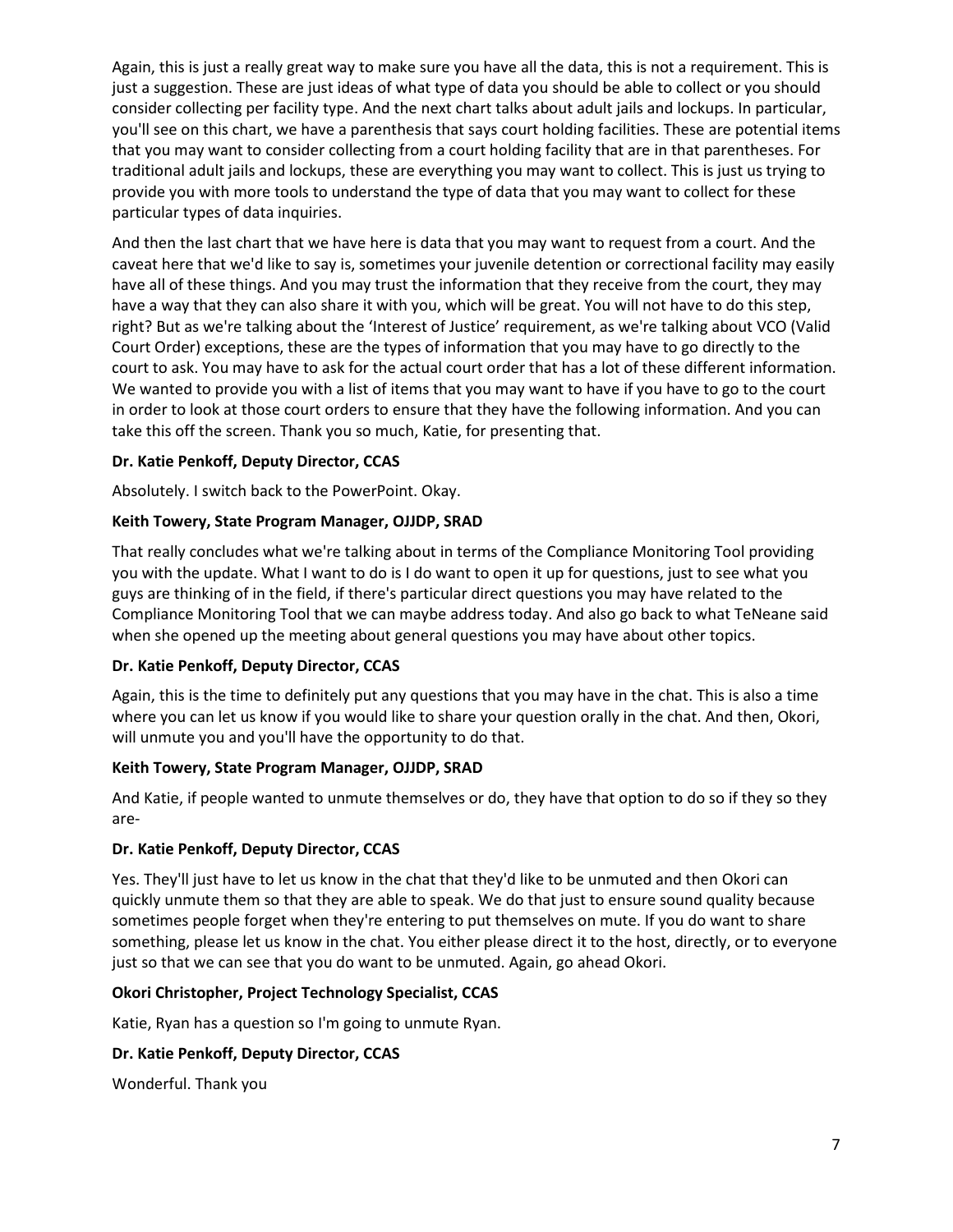Again, this is just a really great way to make sure you have all the data, this is not a requirement. This is just a suggestion. These are just ideas of what type of data you should be able to collect or you should consider collecting per facility type. And the next chart talks about adult jails and lockups. In particular, you'll see on this chart, we have a parenthesis that says court holding facilities. These are potential items that you may want to consider collecting from a court holding facility that are in that parentheses. For traditional adult jails and lockups, these are everything you may want to collect. This is just us trying to provide you with more tools to understand the type of data that you may want to collect for these particular types of data inquiries.

And then the last chart that we have here is data that you may want to request from a court. And the caveat here that we'd like to say is, sometimes your juvenile detention or correctional facility may easily have all of these things. And you may trust the information that they receive from the court, they may have a way that they can also share it with you, which will be great. You will not have to do this step, right? But as we're talking about the 'Interest of Justice' requirement, as we're talking about VCO (Valid Court Order) exceptions, these are the types of information that you may have to go directly to the court to ask. You may have to ask for the actual court order that has a lot of these different information. We wanted to provide you with a list of items that you may want to have if you have to go to the court in order to look at those court orders to ensure that they have the following information. And you can take this off the screen. Thank you so much, Katie, for presenting that.

**Dr. Katie Penkoff, Deputy Director, CCAS**

Absolutely. I switch back to the PowerPoint. Okay.

**Keith Towery, State Program Manager, OJJDP, SRAD**

That really concludes what we're talking about in terms of the Compliance Monitoring Tool providing you with the update. What I want to do is I do want to open it up for questions, just to see what you guys are thinking of in the field, if there's particular direct questions you may have related to the Compliance Monitoring Tool that we can maybe address today. And also go back to what TeNeane said when she opened up the meeting about general questions you may have about other topics.

**Dr. Katie Penkoff, Deputy Director, CCAS**

Again, this is the time to definitely put any questions that you may have in the chat. This is also a time where you can let us know if you would like to share your question orally in the chat. And then, Okori, will unmute you and you'll have the opportunity to do that.

**Keith Towery, State Program Manager, OJJDP, SRAD**

And Katie, if people wanted to unmute themselves or do, they have that option to do so if they so they are-

**Dr. Katie Penkoff, Deputy Director, CCAS**

Yes. They'll just have to let us know in the chat that they'd like to be unmuted and then Okori can quickly unmute them so that they are able to speak. We do that just to ensure sound quality because sometimes people forget when they're entering to put themselves on mute. If you do want to share something, please let us know in the chat. You either please direct it to the host, directly, or to everyone just so that we can see that you do want to be unmuted. Again, go ahead Okori.

**Okori Christopher, Project Technology Specialist, CCAS**

Katie, Ryan has a question so I'm going to unmute Ryan.

**Dr. Katie Penkoff, Deputy Director, CCAS**

Wonderful. Thank you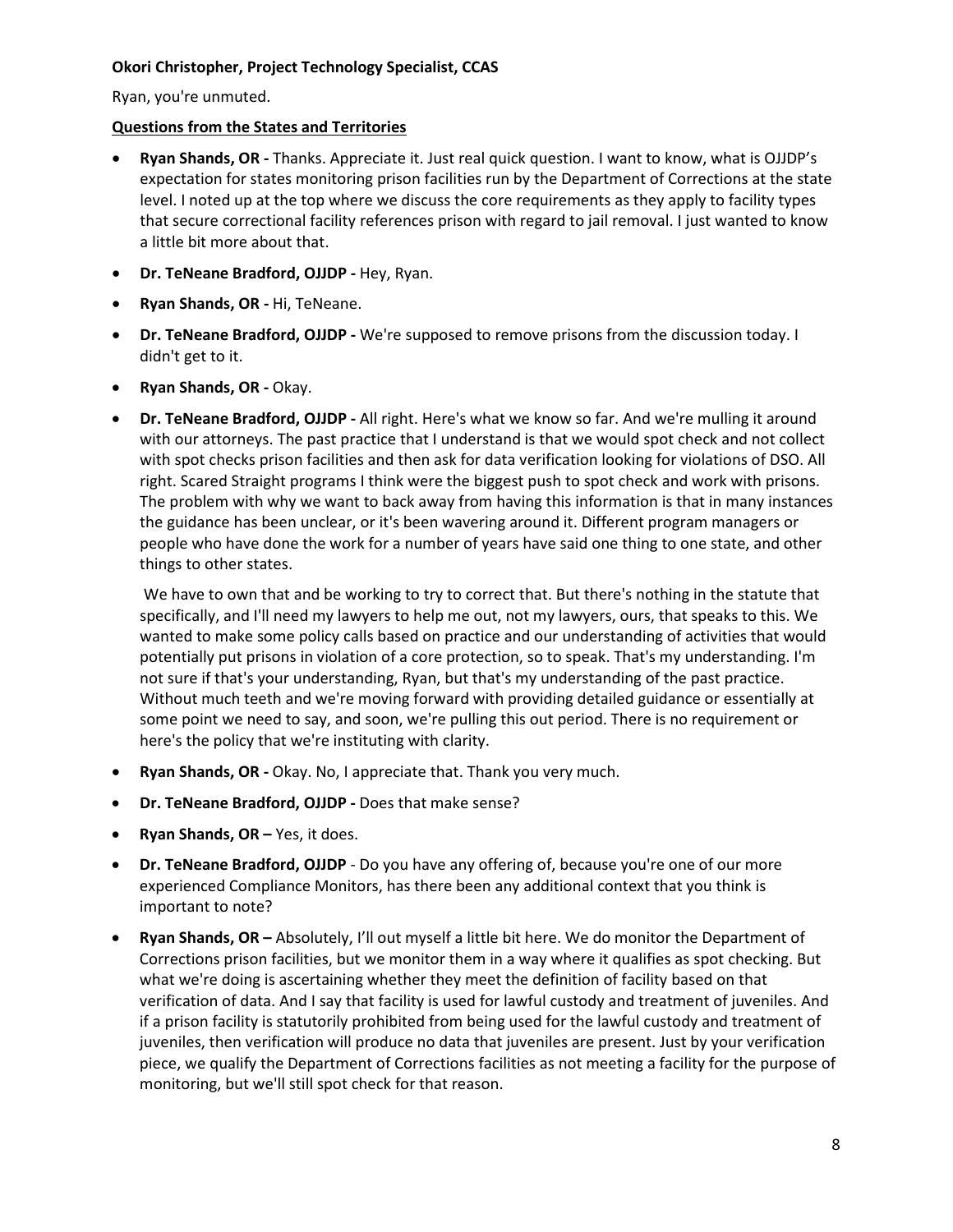**Okori Christopher, Project Technology Specialist, CCAS**

Ryan, you're unmuted.

**Questions from the States and Territories**

- **Ryan Shands, OR -** Thanks. Appreciate it. Just real quick question. I want to know, what is OJJDP's expectation for states monitoring prison facilities run by the Department of Corrections at the state level. I noted up at the top where we discuss the core requirements as they apply to facility types that secure correctional facility references prison with regard to jail removal. I just wanted to know a little bit more about that.
- **Dr. TeNeane Bradford, OJJDP -** Hey, Ryan.
- **Ryan Shands, OR -** Hi, TeNeane.
- **Dr. TeNeane Bradford, OJJDP -** We're supposed to remove prisons from the discussion today. I didn't get to it.
- **Ryan Shands, OR -** Okay.
- **Dr. TeNeane Bradford, OJJDP -** All right. Here's what we know so far. And we're mulling it around with our attorneys. The past practice that I understand is that we would spot check and not collect with spot checks prison facilities and then ask for data verification looking for violations of DSO. All right. Scared Straight programs I think were the biggest push to spot check and work with prisons. The problem with why we want to back away from having this information is that in many instances the guidance has been unclear, or it's been wavering around it. Different program managers or people who have done the work for a number of years have said one thing to one state, and other things to other states.

  We have to own that and be working to try to correct that. But there's nothing in the statute that specifically, and I'll need my lawyers to help me out, not my lawyers, ours, that speaks to this. We wanted to make some policy calls based on practice and our understanding of activities that would potentially put prisons in violation of a core protection, so to speak. That's my understanding. I'm not sure if that's your understanding, Ryan, but that's my understanding of the past practice. Without much teeth and we're moving forward with providing detailed guidance or essentially at some point we need to say, and soon, we're pulling this out period. There is no requirement or here's the policy that we're instituting with clarity.
- **Ryan Shands, OR -** Okay. No, I appreciate that. Thank you very much.
- **Dr. TeNeane Bradford, OJJDP -** Does that make sense?
- **Ryan Shands, OR –** Yes, it does.
- **Dr. TeNeane Bradford, OJJDP** - Do you have any offering of, because you're one of our more experienced Compliance Monitors, has there been any additional context that you think is important to note?
- **Ryan Shands, OR –** Absolutely, I'll out myself a little bit here. We do monitor the Department of Corrections prison facilities, but we monitor them in a way where it qualifies as spot checking. But what we're doing is ascertaining whether they meet the definition of facility based on that verification of data. And I say that facility is used for lawful custody and treatment of juveniles. And if a prison facility is statutorily prohibited from being used for the lawful custody and treatment of juveniles, then verification will produce no data that juveniles are present. Just by your verification piece, we qualify the Department of Corrections facilities as not meeting a facility for the purpose of monitoring, but we'll still spot check for that reason.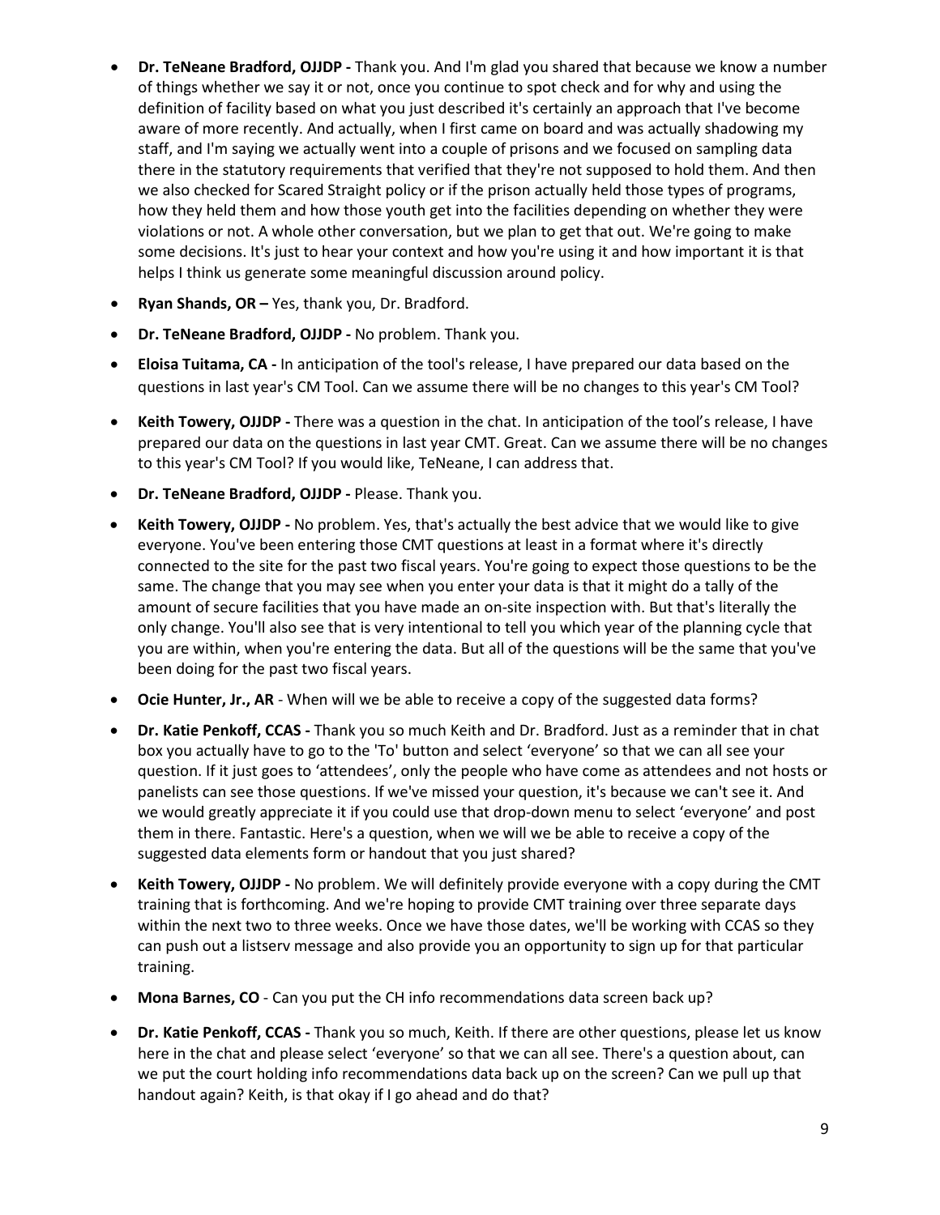- **Dr. TeNeane Bradford, OJJDP -** Thank you. And I'm glad you shared that because we know a number of things whether we say it or not, once you continue to spot check and for why and using the definition of facility based on what you just described it's certainly an approach that I've become aware of more recently. And actually, when I first came on board and was actually shadowing my staff, and I'm saying we actually went into a couple of prisons and we focused on sampling data there in the statutory requirements that verified that they're not supposed to hold them. And then we also checked for Scared Straight policy or if the prison actually held those types of programs, how they held them and how those youth get into the facilities depending on whether they were violations or not. A whole other conversation, but we plan to get that out. We're going to make some decisions. It's just to hear your context and how you're using it and how important it is that helps I think us generate some meaningful discussion around policy.
- **Ryan Shands, OR –** Yes, thank you, Dr. Bradford.
- **Dr. TeNeane Bradford, OJJDP -** No problem. Thank you.
- **Eloisa Tuitama, CA -** In anticipation of the tool's release, I have prepared our data based on the questions in last year's CM Tool. Can we assume there will be no changes to this year's CM Tool?
- **Keith Towery, OJJDP -** There was a question in the chat. In anticipation of the tool's release, I have prepared our data on the questions in last year CMT. Great. Can we assume there will be no changes to this year's CM Tool? If you would like, TeNeane, I can address that.
- **Dr. TeNeane Bradford, OJJDP -** Please. Thank you.
- **Keith Towery, OJJDP -** No problem. Yes, that's actually the best advice that we would like to give everyone. You've been entering those CMT questions at least in a format where it's directly connected to the site for the past two fiscal years. You're going to expect those questions to be the same. The change that you may see when you enter your data is that it might do a tally of the amount of secure facilities that you have made an on-site inspection with. But that's literally the only change. You'll also see that is very intentional to tell you which year of the planning cycle that you are within, when you're entering the data. But all of the questions will be the same that you've been doing for the past two fiscal years.
- **Ocie Hunter, Jr., AR** - When will we be able to receive a copy of the suggested data forms?
- **Dr. Katie Penkoff, CCAS -** Thank you so much Keith and Dr. Bradford. Just as a reminder that in chat box you actually have to go to the 'To' button and select 'everyone' so that we can all see your question. If it just goes to 'attendees', only the people who have come as attendees and not hosts or panelists can see those questions. If we've missed your question, it's because we can't see it. And we would greatly appreciate it if you could use that drop-down menu to select 'everyone' and post them in there. Fantastic. Here's a question, when we will we be able to receive a copy of the suggested data elements form or handout that you just shared?
- **Keith Towery, OJJDP -** No problem. We will definitely provide everyone with a copy during the CMT training that is forthcoming. And we're hoping to provide CMT training over three separate days within the next two to three weeks. Once we have those dates, we'll be working with CCAS so they can push out a listserv message and also provide you an opportunity to sign up for that particular training.
- **Mona Barnes, CO** - Can you put the CH info recommendations data screen back up?
- **Dr. Katie Penkoff, CCAS -** Thank you so much, Keith. If there are other questions, please let us know here in the chat and please select 'everyone' so that we can all see. There's a question about, can we put the court holding info recommendations data back up on the screen? Can we pull up that handout again? Keith, is that okay if I go ahead and do that?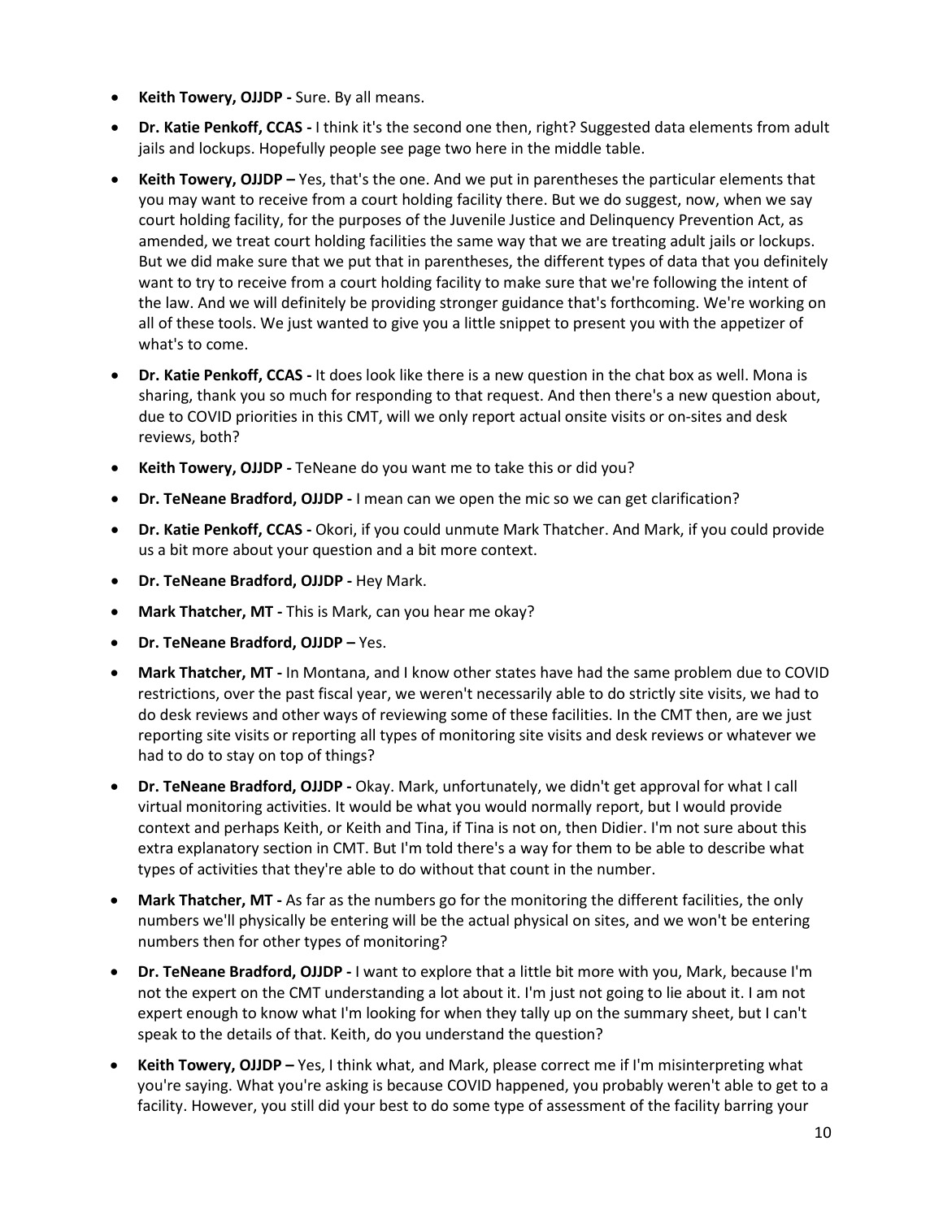- **Keith Towery, OJJDP -** Sure. By all means.
- **Dr. Katie Penkoff, CCAS -** I think it's the second one then, right? Suggested data elements from adult jails and lockups. Hopefully people see page two here in the middle table.
- **Keith Towery, OJJDP –** Yes, that's the one. And we put in parentheses the particular elements that you may want to receive from a court holding facility there. But we do suggest, now, when we say court holding facility, for the purposes of the Juvenile Justice and Delinquency Prevention Act, as amended, we treat court holding facilities the same way that we are treating adult jails or lockups. But we did make sure that we put that in parentheses, the different types of data that you definitely want to try to receive from a court holding facility to make sure that we're following the intent of the law. And we will definitely be providing stronger guidance that's forthcoming. We're working on all of these tools. We just wanted to give you a little snippet to present you with the appetizer of what's to come.
- **Dr. Katie Penkoff, CCAS -** It does look like there is a new question in the chat box as well. Mona is sharing, thank you so much for responding to that request. And then there's a new question about, due to COVID priorities in this CMT, will we only report actual onsite visits or on-sites and desk reviews, both?
- **Keith Towery, OJJDP -** TeNeane do you want me to take this or did you?
- **Dr. TeNeane Bradford, OJJDP -** I mean can we open the mic so we can get clarification?
- **Dr. Katie Penkoff, CCAS -** Okori, if you could unmute Mark Thatcher. And Mark, if you could provide us a bit more about your question and a bit more context.
- **Dr. TeNeane Bradford, OJJDP -** Hey Mark.
- **Mark Thatcher, MT -** This is Mark, can you hear me okay?
- **Dr. TeNeane Bradford, OJJDP –** Yes.
- **Mark Thatcher, MT -** In Montana, and I know other states have had the same problem due to COVID restrictions, over the past fiscal year, we weren't necessarily able to do strictly site visits, we had to do desk reviews and other ways of reviewing some of these facilities. In the CMT then, are we just reporting site visits or reporting all types of monitoring site visits and desk reviews or whatever we had to do to stay on top of things?
- **Dr. TeNeane Bradford, OJJDP -** Okay. Mark, unfortunately, we didn't get approval for what I call virtual monitoring activities. It would be what you would normally report, but I would provide context and perhaps Keith, or Keith and Tina, if Tina is not on, then Didier. I'm not sure about this extra explanatory section in CMT. But I'm told there's a way for them to be able to describe what types of activities that they're able to do without that count in the number.
- **Mark Thatcher, MT -** As far as the numbers go for the monitoring the different facilities, the only numbers we'll physically be entering will be the actual physical on sites, and we won't be entering numbers then for other types of monitoring?
- **Dr. TeNeane Bradford, OJJDP -** I want to explore that a little bit more with you, Mark, because I'm not the expert on the CMT understanding a lot about it. I'm just not going to lie about it. I am not expert enough to know what I'm looking for when they tally up on the summary sheet, but I can't speak to the details of that. Keith, do you understand the question?
- **Keith Towery, OJJDP –** Yes, I think what, and Mark, please correct me if I'm misinterpreting what you're saying. What you're asking is because COVID happened, you probably weren't able to get to a facility. However, you still did your best to do some type of assessment of the facility barring your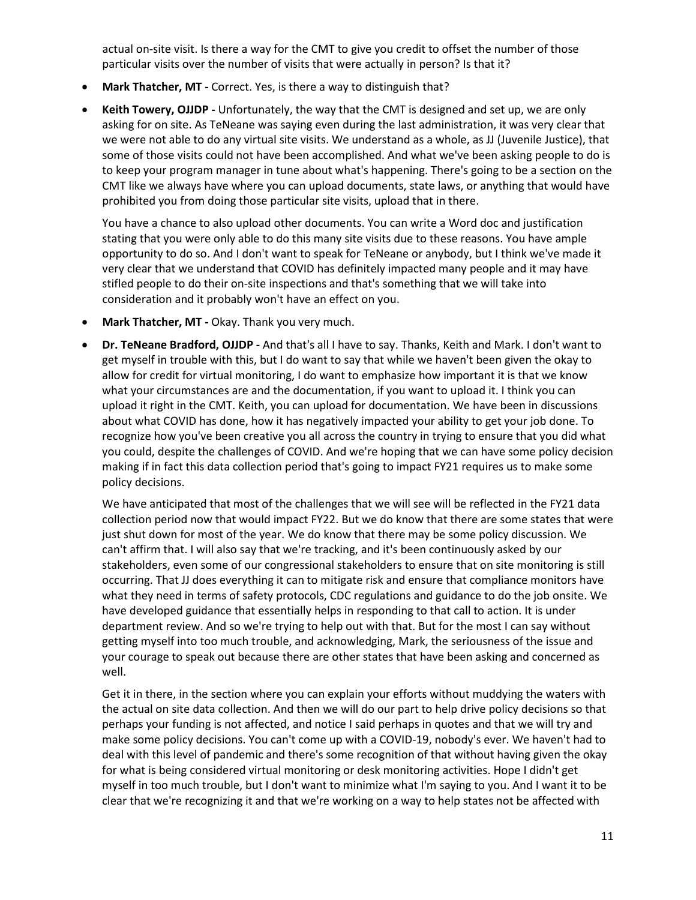actual on-site visit. Is there a way for the CMT to give you credit to offset the number of those particular visits over the number of visits that were actually in person? Is that it?

- **Mark Thatcher, MT -** Correct. Yes, is there a way to distinguish that?
- **Keith Towery, OJJDP -** Unfortunately, the way that the CMT is designed and set up, we are only asking for on site. As TeNeane was saying even during the last administration, it was very clear that we were not able to do any virtual site visits. We understand as a whole, as JJ (Juvenile Justice), that some of those visits could not have been accomplished. And what we've been asking people to do is to keep your program manager in tune about what's happening. There's going to be a section on the CMT like we always have where you can upload documents, state laws, or anything that would have prohibited you from doing those particular site visits, upload that in there.

  You have a chance to also upload other documents. You can write a Word doc and justification stating that you were only able to do this many site visits due to these reasons. You have ample opportunity to do so. And I don't want to speak for TeNeane or anybody, but I think we've made it very clear that we understand that COVID has definitely impacted many people and it may have stifled people to do their on-site inspections and that's something that we will take into consideration and it probably won't have an effect on you.

- **Mark Thatcher, MT -** Okay. Thank you very much.
- **Dr. TeNeane Bradford, OJJDP -** And that's all I have to say. Thanks, Keith and Mark. I don't want to get myself in trouble with this, but I do want to say that while we haven't been given the okay to allow for credit for virtual monitoring, I do want to emphasize how important it is that we know what your circumstances are and the documentation, if you want to upload it. I think you can upload it right in the CMT. Keith, you can upload for documentation. We have been in discussions about what COVID has done, how it has negatively impacted your ability to get your job done. To recognize how you've been creative you all across the country in trying to ensure that you did what you could, despite the challenges of COVID. And we're hoping that we can have some policy decision making if in fact this data collection period that's going to impact FY21 requires us to make some policy decisions.

  We have anticipated that most of the challenges that we will see will be reflected in the FY21 data collection period now that would impact FY22. But we do know that there are some states that were just shut down for most of the year. We do know that there may be some policy discussion. We can't affirm that. I will also say that we're tracking, and it's been continuously asked by our stakeholders, even some of our congressional stakeholders to ensure that on site monitoring is still occurring. That JJ does everything it can to mitigate risk and ensure that compliance monitors have what they need in terms of safety protocols, CDC regulations and guidance to do the job onsite. We have developed guidance that essentially helps in responding to that call to action. It is under department review. And so we're trying to help out with that. But for the most I can say without getting myself into too much trouble, and acknowledging, Mark, the seriousness of the issue and your courage to speak out because there are other states that have been asking and concerned as well.

  Get it in there, in the section where you can explain your efforts without muddying the waters with the actual on site data collection. And then we will do our part to help drive policy decisions so that perhaps your funding is not affected, and notice I said perhaps in quotes and that we will try and make some policy decisions. You can't come up with a COVID-19, nobody's ever. We haven't had to deal with this level of pandemic and there's some recognition of that without having given the okay for what is being considered virtual monitoring or desk monitoring activities. Hope I didn't get myself in too much trouble, but I don't want to minimize what I'm saying to you. And I want it to be clear that we're recognizing it and that we're working on a way to help states not be affected with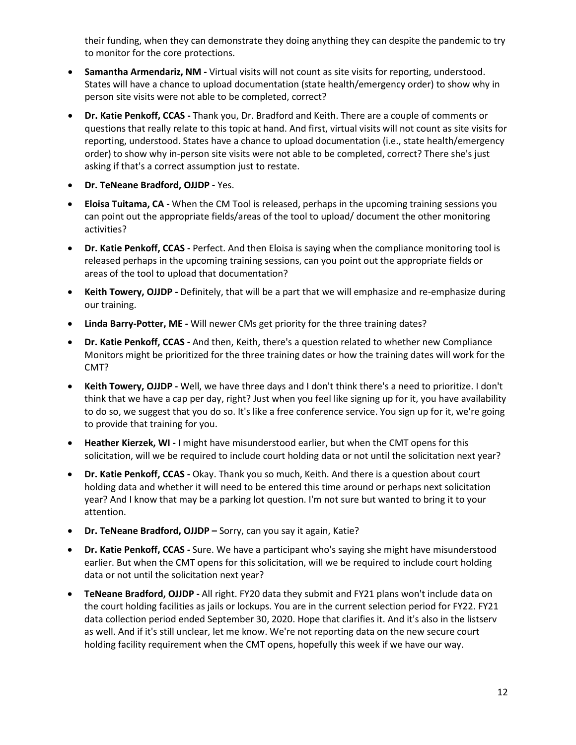their funding, when they can demonstrate they doing anything they can despite the pandemic to try to monitor for the core protections.

- **Samantha Armendariz, NM -** Virtual visits will not count as site visits for reporting, understood. States will have a chance to upload documentation (state health/emergency order) to show why in person site visits were not able to be completed, correct?
- **Dr. Katie Penkoff, CCAS -** Thank you, Dr. Bradford and Keith. There are a couple of comments or questions that really relate to this topic at hand. And first, virtual visits will not count as site visits for reporting, understood. States have a chance to upload documentation (i.e., state health/emergency order) to show why in-person site visits were not able to be completed, correct? There she's just asking if that's a correct assumption just to restate.
- **Dr. TeNeane Bradford, OJJDP -** Yes.
- **Eloisa Tuitama, CA -** When the CM Tool is released, perhaps in the upcoming training sessions you can point out the appropriate fields/areas of the tool to upload/ document the other monitoring activities?
- **Dr. Katie Penkoff, CCAS -** Perfect. And then Eloisa is saying when the compliance monitoring tool is released perhaps in the upcoming training sessions, can you point out the appropriate fields or areas of the tool to upload that documentation?
- **Keith Towery, OJJDP -** Definitely, that will be a part that we will emphasize and re-emphasize during our training.
- **Linda Barry-Potter, ME -** Will newer CMs get priority for the three training dates?
- **Dr. Katie Penkoff, CCAS -** And then, Keith, there's a question related to whether new Compliance Monitors might be prioritized for the three training dates or how the training dates will work for the CMT?
- **Keith Towery, OJJDP -** Well, we have three days and I don't think there's a need to prioritize. I don't think that we have a cap per day, right? Just when you feel like signing up for it, you have availability to do so, we suggest that you do so. It's like a free conference service. You sign up for it, we're going to provide that training for you.
- **Heather Kierzek, WI -** I might have misunderstood earlier, but when the CMT opens for this solicitation, will we be required to include court holding data or not until the solicitation next year?
- **Dr. Katie Penkoff, CCAS -** Okay. Thank you so much, Keith. And there is a question about court holding data and whether it will need to be entered this time around or perhaps next solicitation year? And I know that may be a parking lot question. I'm not sure but wanted to bring it to your attention.
- **Dr. TeNeane Bradford, OJJDP –** Sorry, can you say it again, Katie?
- **Dr. Katie Penkoff, CCAS -** Sure. We have a participant who's saying she might have misunderstood earlier. But when the CMT opens for this solicitation, will we be required to include court holding data or not until the solicitation next year?
- **TeNeane Bradford, OJJDP -** All right. FY20 data they submit and FY21 plans won't include data on the court holding facilities as jails or lockups. You are in the current selection period for FY22. FY21 data collection period ended September 30, 2020. Hope that clarifies it. And it's also in the listserv as well. And if it's still unclear, let me know. We're not reporting data on the new secure court holding facility requirement when the CMT opens, hopefully this week if we have our way.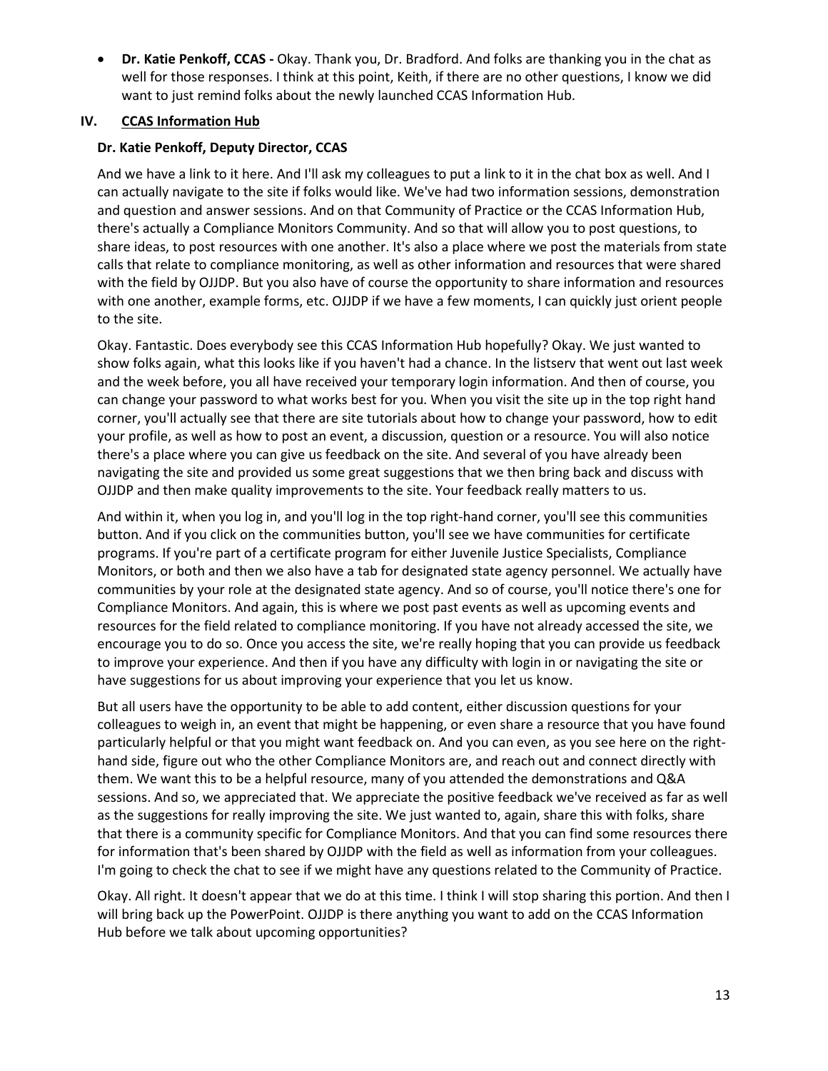- **Dr. Katie Penkoff, CCAS -** Okay. Thank you, Dr. Bradford. And folks are thanking you in the chat as well for those responses. I think at this point, Keith, if there are no other questions, I know we did want to just remind folks about the newly launched CCAS Information Hub.

## IV. CCAS Information Hub

**Dr. Katie Penkoff, Deputy Director, CCAS**

And we have a link to it here. And I'll ask my colleagues to put a link to it in the chat box as well. And I can actually navigate to the site if folks would like. We've had two information sessions, demonstration and question and answer sessions. And on that Community of Practice or the CCAS Information Hub, there's actually a Compliance Monitors Community. And so that will allow you to post questions, to share ideas, to post resources with one another. It's also a place where we post the materials from state calls that relate to compliance monitoring, as well as other information and resources that were shared with the field by OJJDP. But you also have of course the opportunity to share information and resources with one another, example forms, etc. OJJDP if we have a few moments, I can quickly just orient people to the site.

Okay. Fantastic. Does everybody see this CCAS Information Hub hopefully? Okay. We just wanted to show folks again, what this looks like if you haven't had a chance. In the listserv that went out last week and the week before, you all have received your temporary login information. And then of course, you can change your password to what works best for you. When you visit the site up in the top right hand corner, you'll actually see that there are site tutorials about how to change your password, how to edit your profile, as well as how to post an event, a discussion, question or a resource. You will also notice there's a place where you can give us feedback on the site. And several of you have already been navigating the site and provided us some great suggestions that we then bring back and discuss with OJJDP and then make quality improvements to the site. Your feedback really matters to us.

And within it, when you log in, and you'll log in the top right-hand corner, you'll see this communities button. And if you click on the communities button, you'll see we have communities for certificate programs. If you're part of a certificate program for either Juvenile Justice Specialists, Compliance Monitors, or both and then we also have a tab for designated state agency personnel. We actually have communities by your role at the designated state agency. And so of course, you'll notice there's one for Compliance Monitors. And again, this is where we post past events as well as upcoming events and resources for the field related to compliance monitoring. If you have not already accessed the site, we encourage you to do so. Once you access the site, we're really hoping that you can provide us feedback to improve your experience. And then if you have any difficulty with login in or navigating the site or have suggestions for us about improving your experience that you let us know.

But all users have the opportunity to be able to add content, either discussion questions for your colleagues to weigh in, an event that might be happening, or even share a resource that you have found particularly helpful or that you might want feedback on. And you can even, as you see here on the right-hand side, figure out who the other Compliance Monitors are, and reach out and connect directly with them. We want this to be a helpful resource, many of you attended the demonstrations and Q&A sessions. And so, we appreciated that. We appreciate the positive feedback we've received as far as well as the suggestions for really improving the site. We just wanted to, again, share this with folks, share that there is a community specific for Compliance Monitors. And that you can find some resources there for information that's been shared by OJJDP with the field as well as information from your colleagues. I'm going to check the chat to see if we might have any questions related to the Community of Practice.

Okay. All right. It doesn't appear that we do at this time. I think I will stop sharing this portion. And then I will bring back up the PowerPoint. OJJDP is there anything you want to add on the CCAS Information Hub before we talk about upcoming opportunities?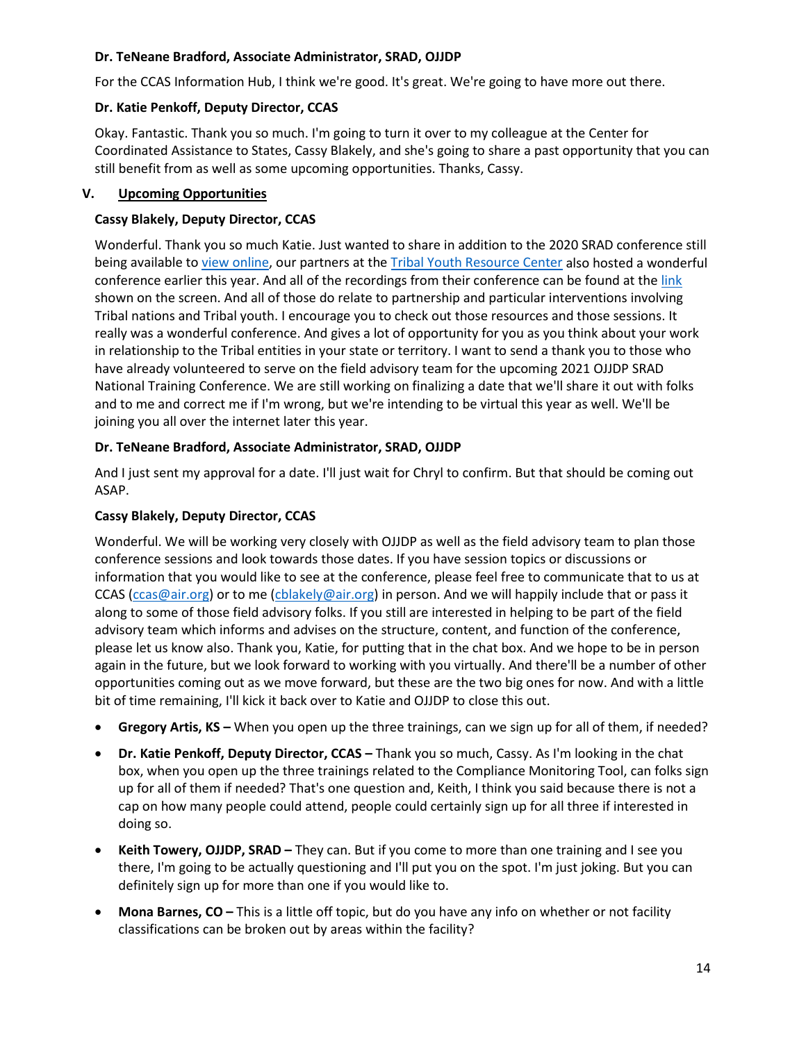**Dr. TeNeane Bradford, Associate Administrator, SRAD, OJJDP**

For the CCAS Information Hub, I think we're good. It's great. We're going to have more out there.

**Dr. Katie Penkoff, Deputy Director, CCAS**

Okay. Fantastic. Thank you so much. I'm going to turn it over to my colleague at the Center for Coordinated Assistance to States, Cassy Blakely, and she's going to share a past opportunity that you can still benefit from as well as some upcoming opportunities. Thanks, Cassy.

## V. Upcoming Opportunities

**Cassy Blakely, Deputy Director, CCAS**

Wonderful. Thank you so much Katie. Just wanted to share in addition to the 2020 SRAD conference still being available to view online, our partners at the Tribal Youth Resource Center also hosted a wonderful conference earlier this year. And all of the recordings from their conference can be found at the link shown on the screen. And all of those do relate to partnership and particular interventions involving Tribal nations and Tribal youth. I encourage you to check out those resources and those sessions. It really was a wonderful conference. And gives a lot of opportunity for you as you think about your work in relationship to the Tribal entities in your state or territory. I want to send a thank you to those who have already volunteered to serve on the field advisory team for the upcoming 2021 OJJDP SRAD National Training Conference. We are still working on finalizing a date that we'll share it out with folks and to me and correct me if I'm wrong, but we're intending to be virtual this year as well. We'll be joining you all over the internet later this year.

**Dr. TeNeane Bradford, Associate Administrator, SRAD, OJJDP**

And I just sent my approval for a date. I'll just wait for Chryl to confirm. But that should be coming out ASAP.

**Cassy Blakely, Deputy Director, CCAS**

Wonderful. We will be working very closely with OJJDP as well as the field advisory team to plan those conference sessions and look towards those dates. If you have session topics or discussions or information that you would like to see at the conference, please feel free to communicate that to us at CCAS (ccas@air.org) or to me (cblakely@air.org) in person. And we will happily include that or pass it along to some of those field advisory folks. If you still are interested in helping to be part of the field advisory team which informs and advises on the structure, content, and function of the conference, please let us know also. Thank you, Katie, for putting that in the chat box. And we hope to be in person again in the future, but we look forward to working with you virtually. And there'll be a number of other opportunities coming out as we move forward, but these are the two big ones for now. And with a little bit of time remaining, I'll kick it back over to Katie and OJJDP to close this out.

- **Gregory Artis, KS –** When you open up the three trainings, can we sign up for all of them, if needed?
- **Dr. Katie Penkoff, Deputy Director, CCAS –** Thank you so much, Cassy. As I'm looking in the chat box, when you open up the three trainings related to the Compliance Monitoring Tool, can folks sign up for all of them if needed? That's one question and, Keith, I think you said because there is not a cap on how many people could attend, people could certainly sign up for all three if interested in doing so.
- **Keith Towery, OJJDP, SRAD –** They can. But if you come to more than one training and I see you there, I'm going to be actually questioning and I'll put you on the spot. I'm just joking. But you can definitely sign up for more than one if you would like to.
- **Mona Barnes, CO –** This is a little off topic, but do you have any info on whether or not facility classifications can be broken out by areas within the facility?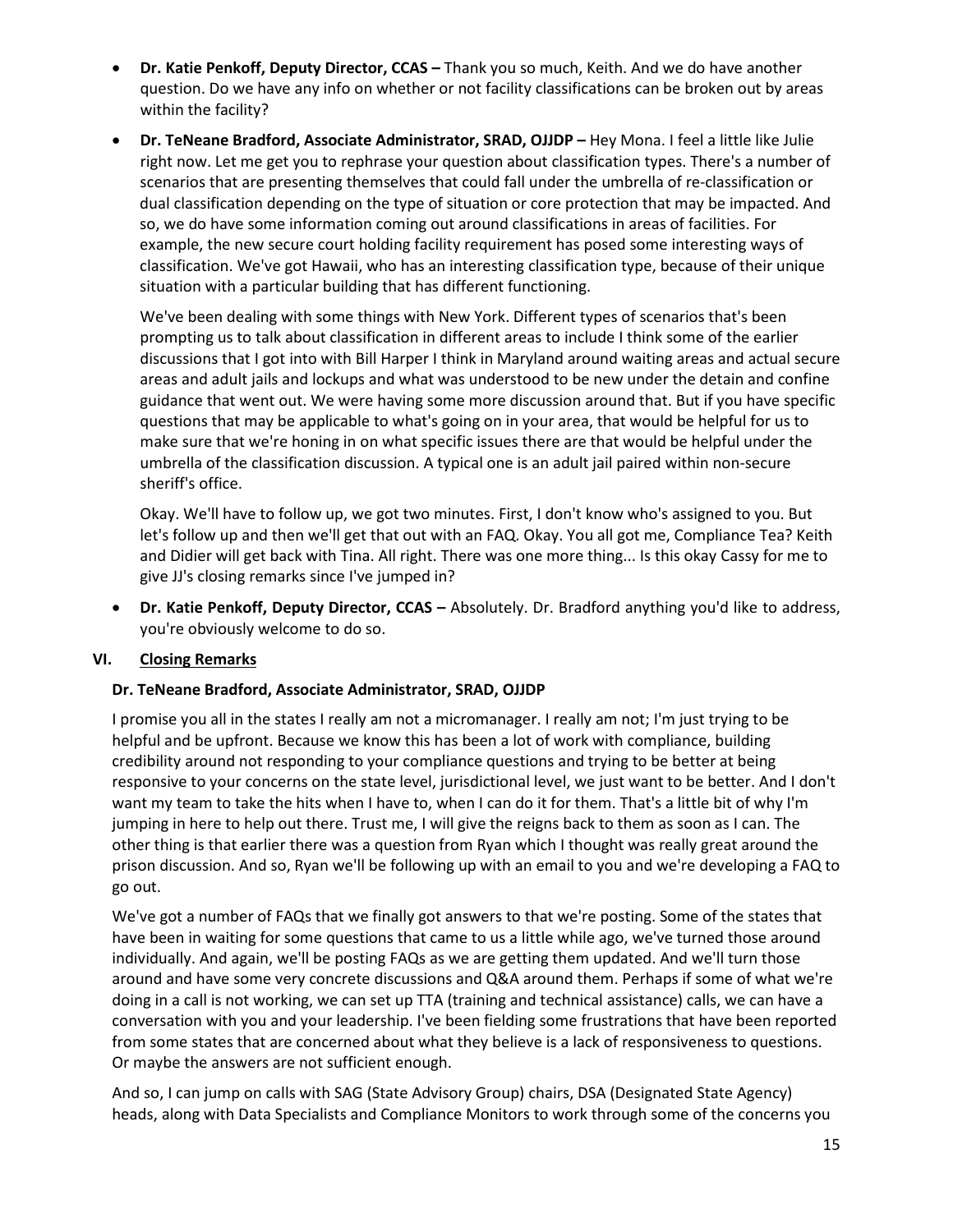- **Dr. Katie Penkoff, Deputy Director, CCAS –** Thank you so much, Keith. And we do have another question. Do we have any info on whether or not facility classifications can be broken out by areas within the facility?
- **Dr. TeNeane Bradford, Associate Administrator, SRAD, OJJDP –** Hey Mona. I feel a little like Julie right now. Let me get you to rephrase your question about classification types. There's a number of scenarios that are presenting themselves that could fall under the umbrella of re-classification or dual classification depending on the type of situation or core protection that may be impacted. And so, we do have some information coming out around classifications in areas of facilities. For example, the new secure court holding facility requirement has posed some interesting ways of classification. We've got Hawaii, who has an interesting classification type, because of their unique situation with a particular building that has different functioning.

  We've been dealing with some things with New York. Different types of scenarios that's been prompting us to talk about classification in different areas to include I think some of the earlier discussions that I got into with Bill Harper I think in Maryland around waiting areas and actual secure areas and adult jails and lockups and what was understood to be new under the detain and confine guidance that went out. We were having some more discussion around that. But if you have specific questions that may be applicable to what's going on in your area, that would be helpful for us to make sure that we're honing in on what specific issues there are that would be helpful under the umbrella of the classification discussion. A typical one is an adult jail paired within non-secure sheriff's office.

  Okay. We'll have to follow up, we got two minutes. First, I don't know who's assigned to you. But let's follow up and then we'll get that out with an FAQ. Okay. You all got me, Compliance Tea? Keith and Didier will get back with Tina. All right. There was one more thing... Is this okay Cassy for me to give JJ's closing remarks since I've jumped in?
- **Dr. Katie Penkoff, Deputy Director, CCAS –** Absolutely. Dr. Bradford anything you'd like to address, you're obviously welcome to do so.

## VI. Closing Remarks

**Dr. TeNeane Bradford, Associate Administrator, SRAD, OJJDP**

I promise you all in the states I really am not a micromanager. I really am not; I'm just trying to be helpful and be upfront. Because we know this has been a lot of work with compliance, building credibility around not responding to your compliance questions and trying to be better at being responsive to your concerns on the state level, jurisdictional level, we just want to be better. And I don't want my team to take the hits when I have to, when I can do it for them. That's a little bit of why I'm jumping in here to help out there. Trust me, I will give the reigns back to them as soon as I can. The other thing is that earlier there was a question from Ryan which I thought was really great around the prison discussion. And so, Ryan we'll be following up with an email to you and we're developing a FAQ to go out.

We've got a number of FAQs that we finally got answers to that we're posting. Some of the states that have been in waiting for some questions that came to us a little while ago, we've turned those around individually. And again, we'll be posting FAQs as we are getting them updated. And we'll turn those around and have some very concrete discussions and Q&A around them. Perhaps if some of what we're doing in a call is not working, we can set up TTA (training and technical assistance) calls, we can have a conversation with you and your leadership. I've been fielding some frustrations that have been reported from some states that are concerned about what they believe is a lack of responsiveness to questions. Or maybe the answers are not sufficient enough.

And so, I can jump on calls with SAG (State Advisory Group) chairs, DSA (Designated State Agency) heads, along with Data Specialists and Compliance Monitors to work through some of the concerns you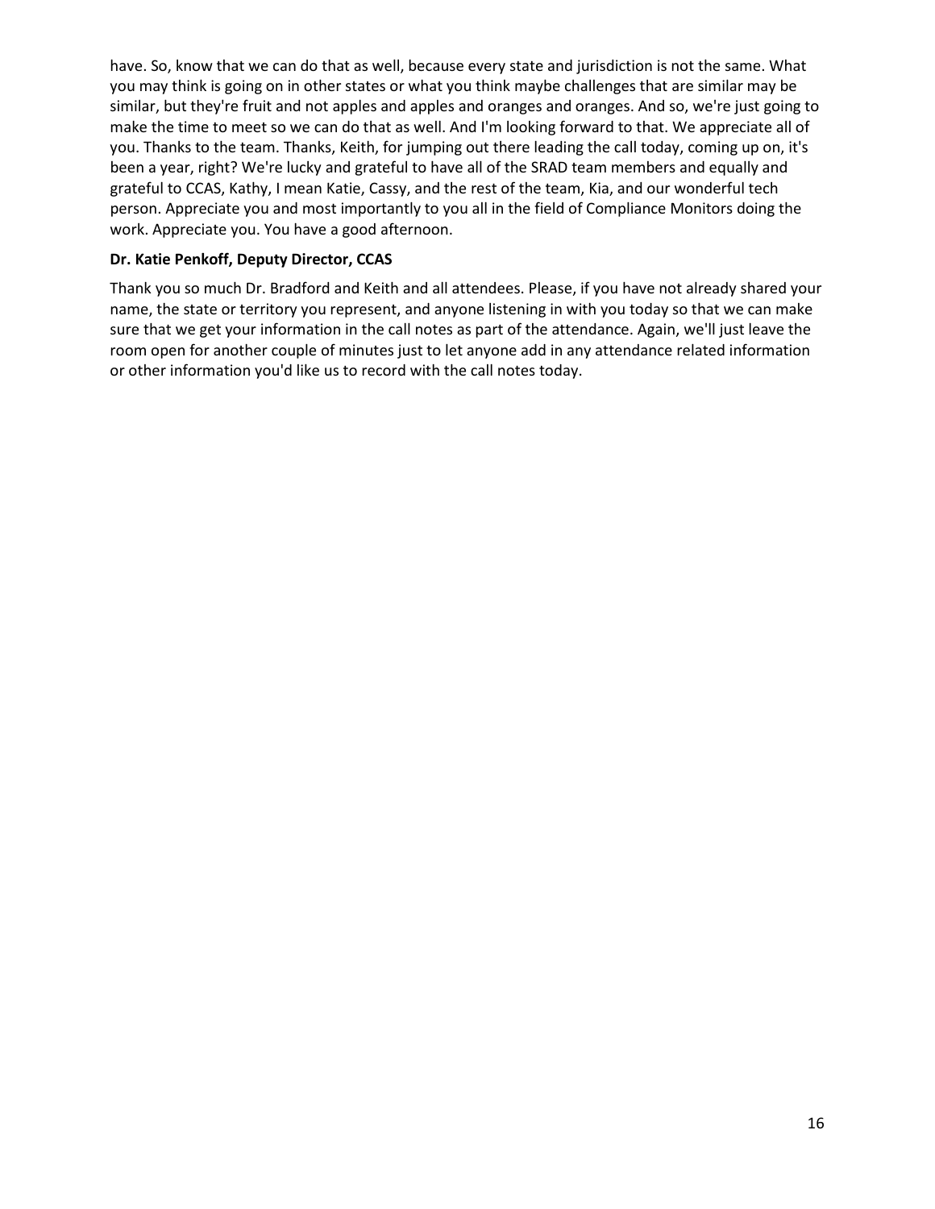have. So, know that we can do that as well, because every state and jurisdiction is not the same. What you may think is going on in other states or what you think maybe challenges that are similar may be similar, but they're fruit and not apples and apples and oranges and oranges. And so, we're just going to make the time to meet so we can do that as well. And I'm looking forward to that. We appreciate all of you. Thanks to the team. Thanks, Keith, for jumping out there leading the call today, coming up on, it's been a year, right? We're lucky and grateful to have all of the SRAD team members and equally and grateful to CCAS, Kathy, I mean Katie, Cassy, and the rest of the team, Kia, and our wonderful tech person. Appreciate you and most importantly to you all in the field of Compliance Monitors doing the work. Appreciate you. You have a good afternoon.

**Dr. Katie Penkoff, Deputy Director, CCAS**

Thank you so much Dr. Bradford and Keith and all attendees. Please, if you have not already shared your name, the state or territory you represent, and anyone listening in with you today so that we can make sure that we get your information in the call notes as part of the attendance. Again, we'll just leave the room open for another couple of minutes just to let anyone add in any attendance related information or other information you'd like us to record with the call notes today.